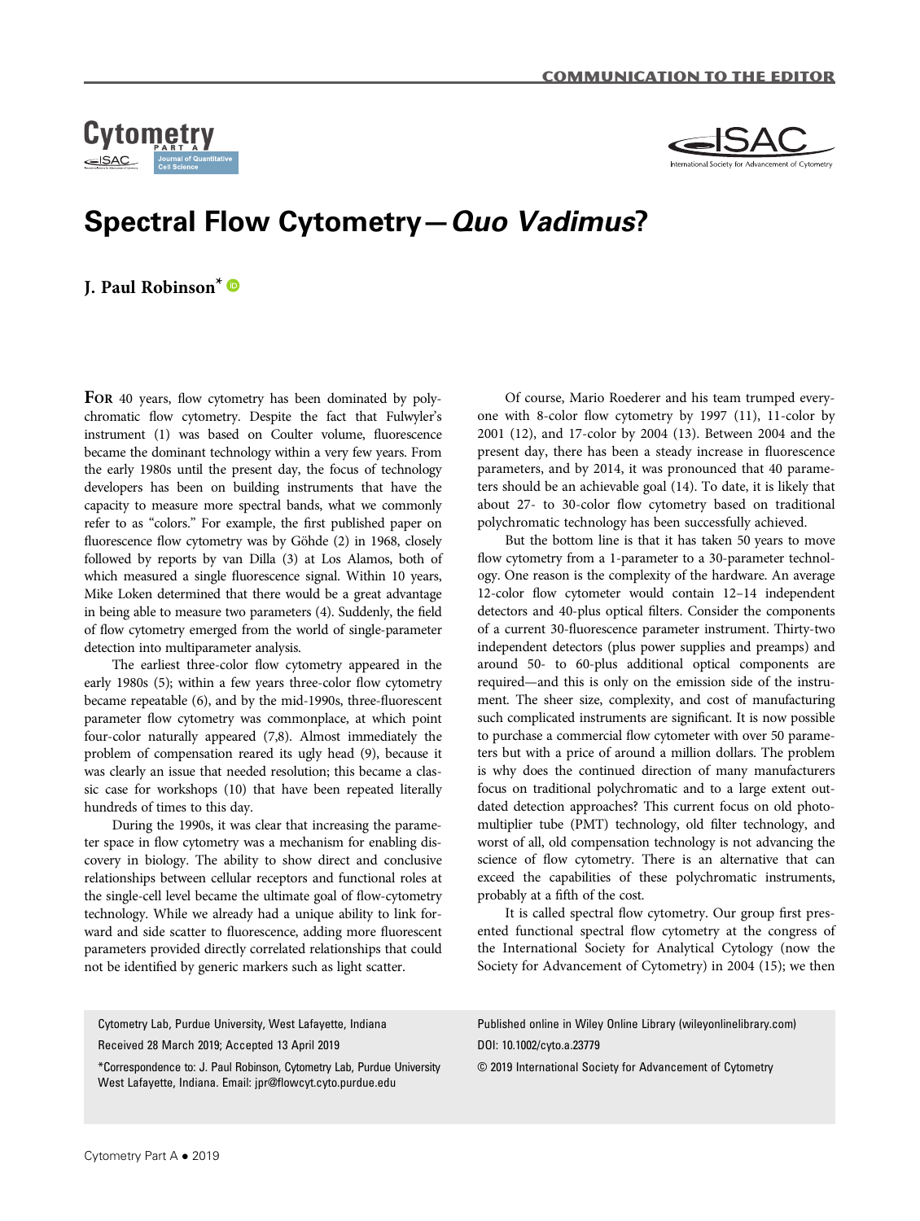COMMUNICATION TO THE EDITOR

# Spectral Flow Cytometry—*Quo Vadimus*?

**J. Paul Robinson***

FOR 40 years, flow cytometry has been dominated by polychromatic flow cytometry. Despite the fact that Fulwyler's instrument (1) was based on Coulter volume, fluorescence became the dominant technology within a very few years. From the early 1980s until the present day, the focus of technology developers has been on building instruments that have the capacity to measure more spectral bands, what we commonly refer to as "colors." For example, the first published paper on fluorescence flow cytometry was by Göhde (2) in 1968, closely followed by reports by van Dilla (3) at Los Alamos, both of which measured a single fluorescence signal. Within 10 years, Mike Loken determined that there would be a great advantage in being able to measure two parameters (4). Suddenly, the field of flow cytometry emerged from the world of single-parameter detection into multiparameter analysis.

The earliest three-color flow cytometry appeared in the early 1980s (5); within a few years three-color flow cytometry became repeatable (6), and by the mid-1990s, three-fluorescent parameter flow cytometry was commonplace, at which point four-color naturally appeared (7,8). Almost immediately the problem of compensation reared its ugly head (9), because it was clearly an issue that needed resolution; this became a classic case for workshops (10) that have been repeated literally hundreds of times to this day.

During the 1990s, it was clear that increasing the parameter space in flow cytometry was a mechanism for enabling discovery in biology. The ability to show direct and conclusive relationships between cellular receptors and functional roles at the single-cell level became the ultimate goal of flow-cytometry technology. While we already had a unique ability to link forward and side scatter to fluorescence, adding more fluorescent parameters provided directly correlated relationships that could not be identified by generic markers such as light scatter.

Of course, Mario Roederer and his team trumped everyone with 8-color flow cytometry by 1997 (11), 11-color by 2001 (12), and 17-color by 2004 (13). Between 2004 and the present day, there has been a steady increase in fluorescence parameters, and by 2014, it was pronounced that 40 parameters should be an achievable goal (14). To date, it is likely that about 27- to 30-color flow cytometry based on traditional polychromatic technology has been successfully achieved.

But the bottom line is that it has taken 50 years to move flow cytometry from a 1-parameter to a 30-parameter technology. One reason is the complexity of the hardware. An average 12-color flow cytometer would contain 12–14 independent detectors and 40-plus optical filters. Consider the components of a current 30-fluorescence parameter instrument. Thirty-two independent detectors (plus power supplies and preamps) and around 50- to 60-plus additional optical components are required—and this is only on the emission side of the instrument. The sheer size, complexity, and cost of manufacturing such complicated instruments are significant. It is now possible to purchase a commercial flow cytometer with over 50 parameters but with a price of around a million dollars. The problem is why does the continued direction of many manufacturers focus on traditional polychromatic and to a large extent outdated detection approaches? This current focus on old photomultiplier tube (PMT) technology, old filter technology, and worst of all, old compensation technology is not advancing the science of flow cytometry. There is an alternative that can exceed the capabilities of these polychromatic instruments, probably at a fifth of the cost.

It is called spectral flow cytometry. Our group first presented functional spectral flow cytometry at the congress of the International Society for Analytical Cytology (now the Society for Advancement of Cytometry) in 2004 (15); we then

Cytometry Lab, Purdue University, West Lafayette, Indiana

Received 28 March 2019; Accepted 13 April 2019

*Correspondence to: J. Paul Robinson, Cytometry Lab, Purdue University West Lafayette, Indiana. Email: jpr@flowcyt.cyto.purdue.edu

Published online in Wiley Online Library (wileyonlinelibrary.com)

DOI: 10.1002/cyto.a.23779

© 2019 International Society for Advancement of Cytometry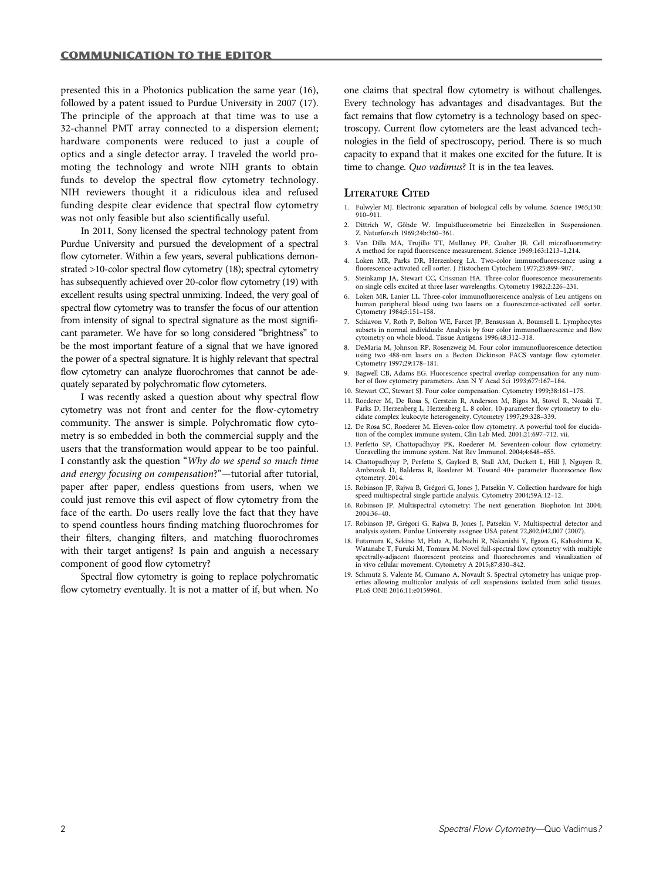presented this in a Photonics publication the same year (16), followed by a patent issued to Purdue University in 2007 (17). The principle of the approach at that time was to use a 32-channel PMT array connected to a dispersion element; hardware components were reduced to just a couple of optics and a single detector array. I traveled the world promoting the technology and wrote NIH grants to obtain funds to develop the spectral flow cytometry technology. NIH reviewers thought it a ridiculous idea and refused funding despite clear evidence that spectral flow cytometry was not only feasible but also scientifically useful.

In 2011, Sony licensed the spectral technology patent from Purdue University and pursued the development of a spectral flow cytometer. Within a few years, several publications demonstrated >10-color spectral flow cytometry (18); spectral cytometry has subsequently achieved over 20-color flow cytometry (19) with excellent results using spectral unmixing. Indeed, the very goal of spectral flow cytometry was to transfer the focus of our attention from intensity of signal to spectral signature as the most significant parameter. We have for so long considered "brightness" to be the most important feature of a signal that we have ignored the power of a spectral signature. It is highly relevant that spectral flow cytometry can analyze fluorochromes that cannot be adequately separated by polychromatic flow cytometers.

I was recently asked a question about why spectral flow cytometry was not front and center for the flow-cytometry community. The answer is simple. Polychromatic flow cytometry is so embedded in both the commercial supply and the users that the transformation would appear to be too painful. I constantly ask the question "*Why do we spend so much time and energy focusing on compensation*?"—tutorial after tutorial, paper after paper, endless questions from users, when we could just remove this evil aspect of flow cytometry from the face of the earth. Do users really love the fact that they have to spend countless hours finding matching fluorochromes for their filters, changing filters, and matching fluorochromes with their target antigens? Is pain and anguish a necessary component of good flow cytometry?

Spectral flow cytometry is going to replace polychromatic flow cytometry eventually. It is not a matter of if, but when. No one claims that spectral flow cytometry is without challenges. Every technology has advantages and disadvantages. But the fact remains that flow cytometry is a technology based on spectroscopy. Current flow cytometers are the least advanced technologies in the field of spectroscopy, period. There is so much capacity to expand that it makes one excited for the future. It is time to change. *Quo vadimus*? It is in the tea leaves.

## Literature Cited

1. Fulwyler MJ. Electronic separation of biological cells by volume. Science 1965;150: 910–911.
2. Dittrich W, Göhde W. Impulsfluorometrie bei Einzelzellen in Suspensionen. Z. Naturforsch 1969;24b:360–361.
3. Van Dilla MA, Trujillo TT, Mullaney PF, Coulter JR. Cell microfluorometry: A method for rapid fluorescence measurement. Science 1969;163:1213–1,214.
4. Loken MR, Parks DR, Herzenberg LA. Two-color immunofluorescence using a fluorescence-activated cell sorter. J Histochem Cytochem 1977;25:899–907.
5. Steinkamp JA, Stewart CC, Crissman HA. Three-color fluorescence measurements on single cells excited at three laser wavelengths. Cytometry 1982;2:226–231.
6. Loken MR, Lanier LL. Three-color immunofluorescence analysis of Leu antigens on human peripheral blood using two lasers on a fluorescence-activated cell sorter. Cytometry 1984;5:151–158.
7. Schiavon V, Roth P, Bolton WE, Farcet JP, Bensussan A, Boumsell L. Lymphocytes subsets in normal individuals: Analysis by four color immunofluorescence and flow cytometry on whole blood. Tissue Antigens 1996;48:312–318.
8. DeMaria M, Johnson RP, Rosenzweig M. Four color immunofluorescence detection using two 488-nm lasers on a Becton Dickinson FACS vantage flow cytometer. Cytometry 1997;29:178–181.
9. Bagwell CB, Adams EG. Fluorescence spectral overlap compensation for any number of flow cytometry parameters. Ann N Y Acad Sci 1993;677:167–184.
10. Stewart CC, Stewart SJ. Four color compensation. Cytometry 1999;38:161–175.
11. Roederer M, De Rosa S, Gerstein R, Anderson M, Bigos M, Stovel R, Nozaki T, Parks D, Herzenberg L, Herzenberg L. 8 color, 10-parameter flow cytometry to elucidate complex leukocyte heterogeneity. Cytometry 1997;29:328–339.
12. De Rosa SC, Roederer M. Eleven-color flow cytometry. A powerful tool for elucidation of the complex immune system. Clin Lab Med. 2001;21:697–712. vii.
13. Perfetto SP, Chattopadhyay PK, Roederer M. Seventeen-colour flow cytometry: Unravelling the immune system. Nat Rev Immunol. 2004;4:648–655.
14. Chattopadhyay P, Perfetto S, Gaylord B, Stall AM, Duckett L, Hill J, Nguyen R, Ambrozak D, Balderas R, Roederer M. Toward 40+ parameter fluorescence flow cytometry. 2014.
15. Robinson JP, Rajwa B, Grégori G, Jones J, Patsekin V. Collection hardware for high speed multispectral single particle analysis. Cytometry 2004;59A:12–12.
16. Robinson JP. Multispectral cytometry: The next generation. Biophoton Int 2004; 2004:36–40.
17. Robinson JP, Grégori G, Rajwa B, Jones J, Patsekin V. Multispectral detector and analysis system. Purdue University assignee USA patent 72,802,042,007 (2007).
18. Futamura K, Sekino M, Hata A, Ikebuchi R, Nakanishi Y, Egawa G, Kabashima K, Watanabe T, Furuki M, Tomura M. Novel full-spectral flow cytometry with multiple spectrally-adjacent fluorescent proteins and fluorochromes and visualization of in vivo cellular movement. Cytometry A 2015;87:830–842.
19. Schmutz S, Valente M, Cumano A, Novault S. Spectral cytometry has unique properties allowing multicolor analysis of cell suspensions isolated from solid tissues. PLoS ONE 2016;11:e0159961.